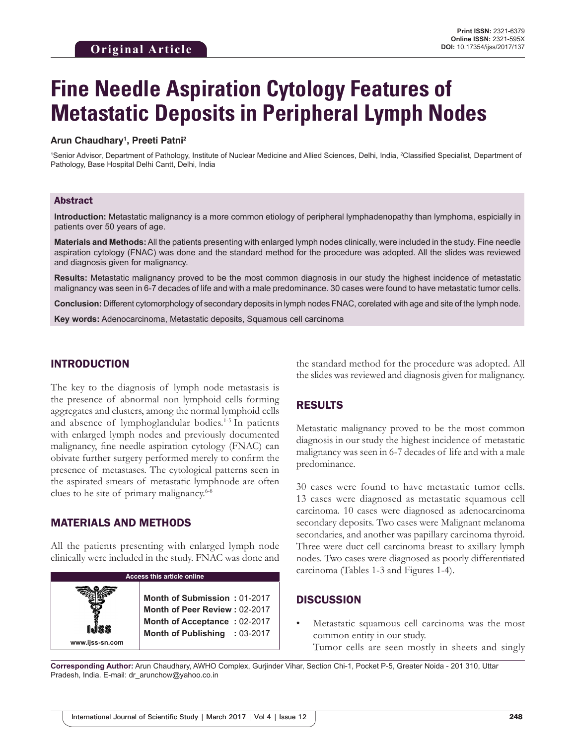Original Article

**Print ISSN:** 2321-6379
**Online ISSN:** 2321-595X
**DOI:** 10.17354/ijss/2017/137

# Fine Needle Aspiration Cytology Features of Metastatic Deposits in Peripheral Lymph Nodes

**Arun Chaudhary[1], Preeti Patni[2]**

[1]Senior Advisor, Department of Pathology, Institute of Nuclear Medicine and Allied Sciences, Delhi, India, [2]Classified Specialist, Department of Pathology, Base Hospital Delhi Cantt, Delhi, India

## Abstract

**Introduction:** Metastatic malignancy is a more common etiology of peripheral lymphadenopathy than lymphoma, espicially in patients over 50 years of age.

**Materials and Methods:** All the patients presenting with enlarged lymph nodes clinically, were included in the study. Fine needle aspiration cytology (FNAC) was done and the standard method for the procedure was adopted. All the slides was reviewed and diagnosis given for malignancy.

**Results:** Metastatic malignancy proved to be the most common diagnosis in our study the highest incidence of metastatic malignancy was seen in 6-7 decades of life and with a male predominance. 30 cases were found to have metastatic tumor cells.

**Conclusion:** Different cytomorphology of secondary deposits in lymph nodes FNAC, corelated with age and site of the lymph node.

**Key words:** Adenocarcinoma, Metastatic deposits, Squamous cell carcinoma

## INTRODUCTION

The key to the diagnosis of lymph node metastasis is the presence of abnormal non lymphoid cells forming aggregates and clusters, among the normal lymphoid cells and absence of lymphoglandular bodies.[1-5] In patients with enlarged lymph nodes and previously documented malignancy, fine needle aspiration cytology (FNAC) can obivate further surgery performed merely to confirm the presence of metastases. The cytological patterns seen in the aspirated smears of metastatic lymphnode are often clues to he site of primary malignancy.[6-8]

## MATERIALS AND METHODS

All the patients presenting with enlarged lymph node clinically were included in the study. FNAC was done and the standard method for the procedure was adopted. All the slides was reviewed and diagnosis given for malignancy.

## RESULTS

Metastatic malignancy proved to be the most common diagnosis in our study the highest incidence of metastatic malignancy was seen in 6-7 decades of life and with a male predominance.

30 cases were found to have metastatic tumor cells. 13 cases were diagnosed as metastatic squamous cell carcinoma. 10 cases were diagnosed as adenocarcinoma secondary deposits. Two cases were Malignant melanoma secondaries, and another was papillary carcinoma thyroid. Three were duct cell carcinoma breast to axillary lymph nodes. Two cases were diagnosed as poorly differentiated carcinoma (Tables 1-3 and Figures 1-4).

## DISCUSSION

- Metastatic squamous cell carcinoma was the most common entity in our study.

  Tumor cells are seen mostly in sheets and singly

| Access this article online | |
|---|---|
| www.ijss-sn.com | **Month of Submission :** 01-2017<br>**Month of Peer Review :** 02-2017<br>**Month of Acceptance :** 02-2017<br>**Month of Publishing :** 03-2017 |

**Corresponding Author:** Arun Chaudhary, AWHO Complex, Gurjinder Vihar, Section Chi-1, Pocket P-5, Greater Noida - 201 310, Uttar Pradesh, India. E-mail: dr_arunchow@yahoo.co.in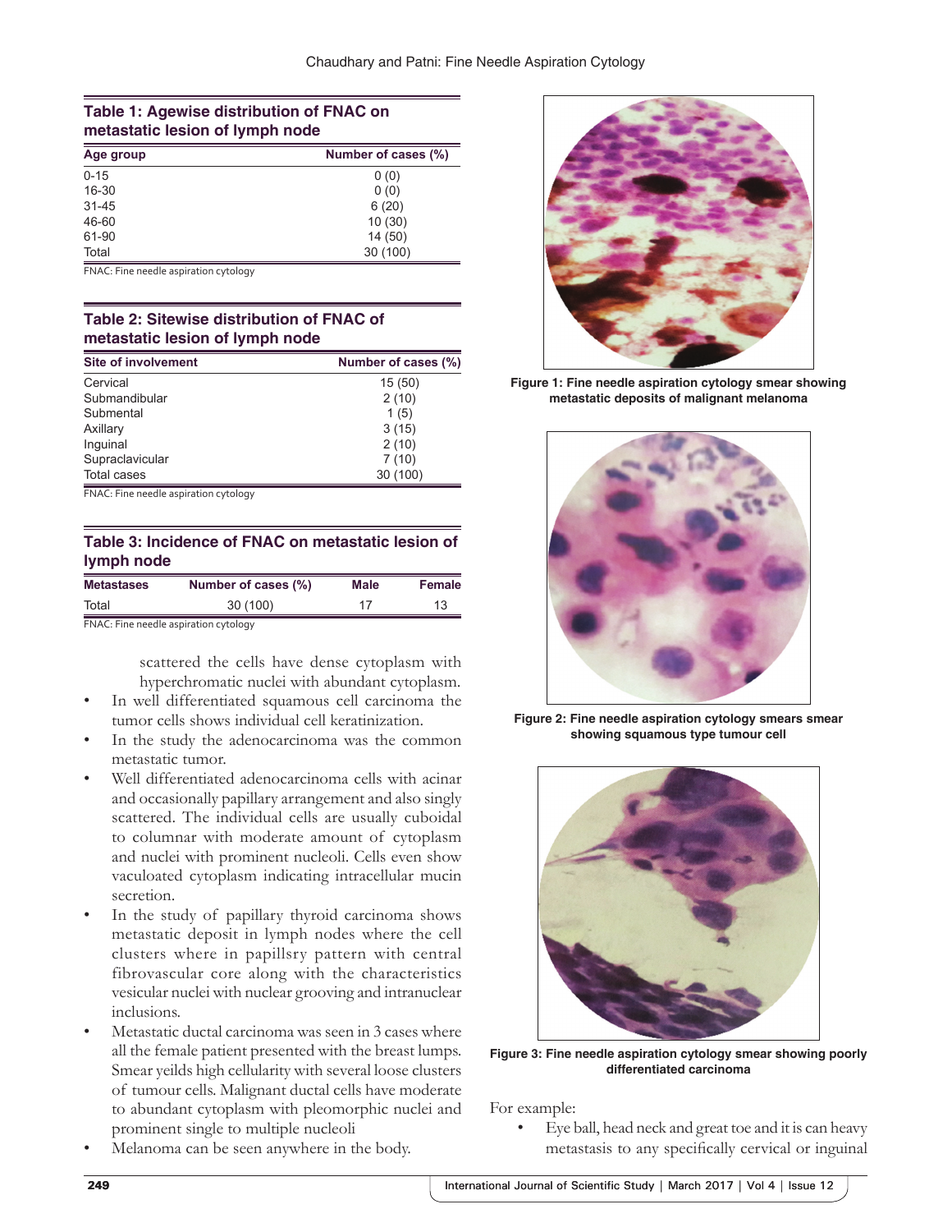**Table 1: Agewise distribution of FNAC on metastatic lesion of lymph node**

| Age group | Number of cases (%) |
|---|---|
| 0-15 | 0 (0) |
| 16-30 | 0 (0) |
| 31-45 | 6 (20) |
| 46-60 | 10 (30) |
| 61-90 | 14 (50) |
| Total | 30 (100) |

FNAC: Fine needle aspiration cytology

**Table 2: Sitewise distribution of FNAC of metastatic lesion of lymph node**

| Site of involvement | Number of cases (%) |
|---|---|
| Cervical | 15 (50) |
| Submandibular | 2 (10) |
| Submental | 1 (5) |
| Axillary | 3 (15) |
| Inguinal | 2 (10) |
| Supraclavicular | 7 (10) |
| Total cases | 30 (100) |

FNAC: Fine needle aspiration cytology

**Table 3: Incidence of FNAC on metastatic lesion of lymph node**

| Metastases | Number of cases (%) | Male | Female |
|---|---|---|---|
| Total | 30 (100) | 17 | 13 |

FNAC: Fine needle aspiration cytology

scattered the cells have dense cytoplasm with hyperchromatic nuclei with abundant cytoplasm.

- In well differentiated squamous cell carcinoma the tumor cells shows individual cell keratinization.
- In the study the adenocarcinoma was the common metastatic tumor.
- Well differentiated adenocarcinoma cells with acinar and occasionally papillary arrangement and also singly scattered. The individual cells are usually cuboidal to columnar with moderate amount of cytoplasm and nuclei with prominent nucleoli. Cells even show vaculoated cytoplasm indicating intracellular mucin secretion.
- In the study of papillary thyroid carcinoma shows metastatic deposit in lymph nodes where the cell clusters where in papillsry pattern with central fibrovascular core along with the characteristics vesicular nuclei with nuclear grooving and intranuclear inclusions.
- Metastatic ductal carcinoma was seen in 3 cases where all the female patient presented with the breast lumps. Smear yeilds high cellularity with several loose clusters of tumour cells. Malignant ductal cells have moderate to abundant cytoplasm with pleomorphic nuclei and prominent single to multiple nucleoli
- Melanoma can be seen anywhere in the body.

**Figure 1: Fine needle aspiration cytology smear showing metastatic deposits of malignant melanoma**

**Figure 2: Fine needle aspiration cytology smears smear showing squamous type tumour cell**

**Figure 3: Fine needle aspiration cytology smear showing poorly differentiated carcinoma**

For example:

- Eye ball, head neck and great toe and it is can heavy metastasis to any specifically cervical or inguinal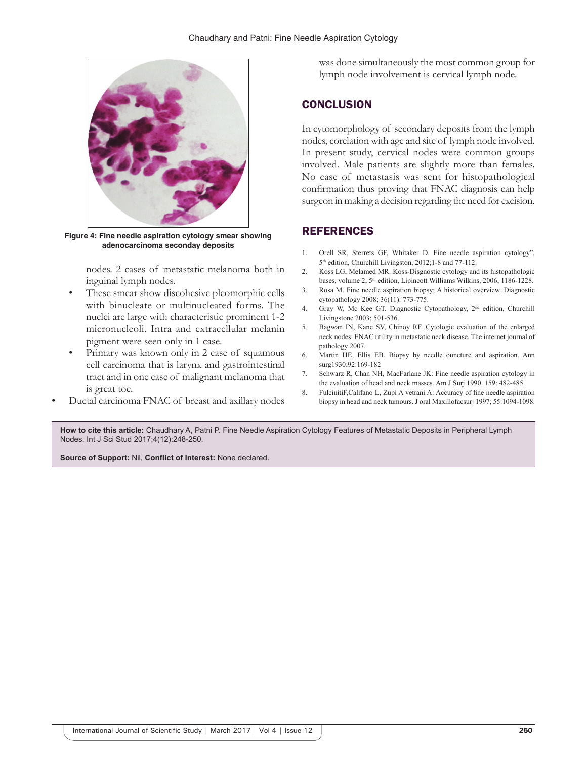Figure 4: Fine needle aspiration cytology smear showing adenocarcinoma seconday deposits

nodes. 2 cases of metastatic melanoma both in inguinal lymph nodes.

- These smear show discohesive pleomorphic cells with binucleate or multinucleated forms. The nuclei are large with characteristic prominent 1-2 micronucleoli. Intra and extracellular melanin pigment were seen only in 1 case.
- Primary was known only in 2 case of squamous cell carcinoma that is larynx and gastrointestinal tract and in one case of malignant melanoma that is great toe.

- Ductal carcinoma FNAC of breast and axillary nodes was done simultaneously the most common group for lymph node involvement is cervical lymph node.

## CONCLUSION

In cytomorphology of secondary deposits from the lymph nodes, corelation with age and site of lymph node involved. In present study, cervical nodes were common groups involved. Male patients are slightly more than females. No case of metastasis was sent for histopathological confirmation thus proving that FNAC diagnosis can help surgeon in making a decision regarding the need for excision.

## REFERENCES

1. Orell SR, Sterrets GF, Whitaker D. Fine needle aspiration cytology", 5th edition, Churchill Livingston, 2012;1-8 and 77-112.
2. Koss LG, Melamed MR. Koss-Disgnostic cytology and its histopathologic bases, volume 2, 5th edition, Lipincott Williams Wilkins, 2006; 1186-1228.
3. Rosa M. Fine needle aspiration biopsy; A historical overview. Diagnostic cytopathology 2008; 36(11): 773-775.
4. Gray W, Mc Kee GT. Diagnostic Cytopathology, 2nd edition, Churchill Livingstone 2003; 501-536.
5. Bagwan IN, Kane SV, Chinoy RF. Cytologic evaluation of the enlarged neck nodes: FNAC utility in metastatic neck disease. The internet journal of pathology 2007.
6. Martin HE, Ellis EB. Biopsy by needle ouncture and aspiration. Ann surg1930;92:169-182
7. Schwarz R, Chan NH, MacFarlane JK: Fine needle aspiration cytology in the evaluation of head and neck masses. Am J Surj 1990. 159: 482-485.
8. FulcinitiF,Califano L, Zupi A vetrani A: Accuracy of fine needle aspiration biopsy in head and neck tumours. J oral Maxillofacsurj 1997; 55:1094-1098.

**How to cite this article:** Chaudhary A, Patni P. Fine Needle Aspiration Cytology Features of Metastatic Deposits in Peripheral Lymph Nodes. Int J Sci Stud 2017;4(12):248-250.

**Source of Support:** Nil, **Conflict of Interest:** None declared.